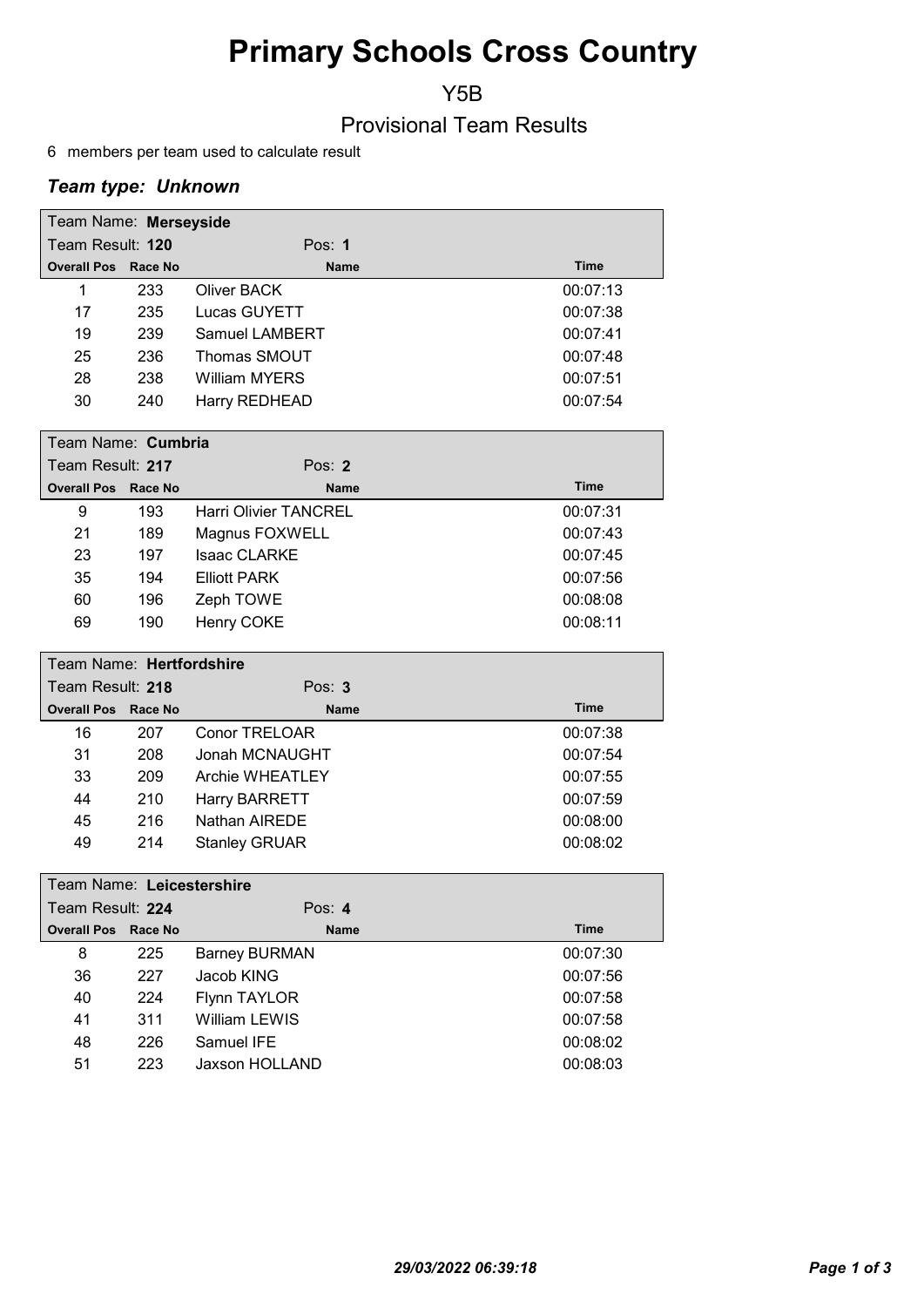# Primary Schools Cross Country

Y5B

Provisional Team Results

6 members per team used to calculate result

### *Team type: Unknown*

| Team Name: **Merseyside** | | | |
|---|---|---|---|
| Team Result: **120** | | Pos: **1** | |
| **Overall Pos** | **Race No** | **Name** | **Time** |
| 1 | 233 | Oliver BACK | 00:07:13 |
| 17 | 235 | Lucas GUYETT | 00:07:38 |
| 19 | 239 | Samuel LAMBERT | 00:07:41 |
| 25 | 236 | Thomas SMOUT | 00:07:48 |
| 28 | 238 | William MYERS | 00:07:51 |
| 30 | 240 | Harry REDHEAD | 00:07:54 |

| Team Name: **Cumbria** | | | |
|---|---|---|---|
| Team Result: **217** | | Pos: **2** | |
| **Overall Pos** | **Race No** | **Name** | **Time** |
| 9 | 193 | Harri Olivier TANCREL | 00:07:31 |
| 21 | 189 | Magnus FOXWELL | 00:07:43 |
| 23 | 197 | Isaac CLARKE | 00:07:45 |
| 35 | 194 | Elliott PARK | 00:07:56 |
| 60 | 196 | Zeph TOWE | 00:08:08 |
| 69 | 190 | Henry COKE | 00:08:11 |

| Team Name: **Hertfordshire** | | | |
|---|---|---|---|
| Team Result: **218** | | Pos: **3** | |
| **Overall Pos** | **Race No** | **Name** | **Time** |
| 16 | 207 | Conor TRELOAR | 00:07:38 |
| 31 | 208 | Jonah MCNAUGHT | 00:07:54 |
| 33 | 209 | Archie WHEATLEY | 00:07:55 |
| 44 | 210 | Harry BARRETT | 00:07:59 |
| 45 | 216 | Nathan AIREDE | 00:08:00 |
| 49 | 214 | Stanley GRUAR | 00:08:02 |

| Team Name: **Leicestershire** | | | |
|---|---|---|---|
| Team Result: **224** | | Pos: **4** | |
| **Overall Pos** | **Race No** | **Name** | **Time** |
| 8 | 225 | Barney BURMAN | 00:07:30 |
| 36 | 227 | Jacob KING | 00:07:56 |
| 40 | 224 | Flynn TAYLOR | 00:07:58 |
| 41 | 311 | William LEWIS | 00:07:58 |
| 48 | 226 | Samuel IFE | 00:08:02 |
| 51 | 223 | Jaxson HOLLAND | 00:08:03 |

*29/03/2022 06:39:18*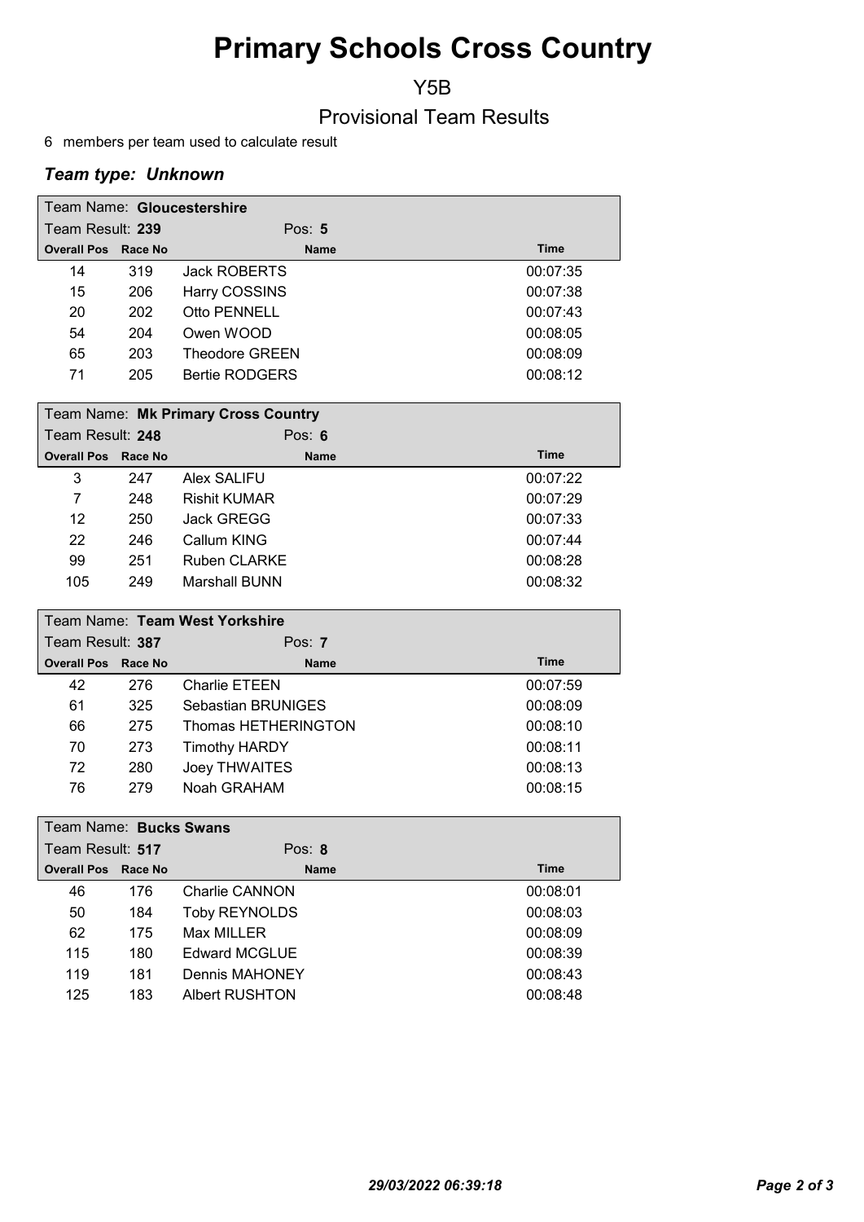# Primary Schools Cross Country

Y5B

Provisional Team Results

6 members per team used to calculate result

### *Team type: Unknown*

Team Name: **Gloucestershire**

Team Result: **239** Pos: **5**

| Overall Pos | Race No | Name | Time |
|---|---|---|---|
| 14 | 319 | Jack ROBERTS | 00:07:35 |
| 15 | 206 | Harry COSSINS | 00:07:38 |
| 20 | 202 | Otto PENNELL | 00:07:43 |
| 54 | 204 | Owen WOOD | 00:08:05 |
| 65 | 203 | Theodore GREEN | 00:08:09 |
| 71 | 205 | Bertie RODGERS | 00:08:12 |

Team Name: **Mk Primary Cross Country**

Team Result: **248** Pos: **6**

| Overall Pos | Race No | Name | Time |
|---|---|---|---|
| 3 | 247 | Alex SALIFU | 00:07:22 |
| 7 | 248 | Rishit KUMAR | 00:07:29 |
| 12 | 250 | Jack GREGG | 00:07:33 |
| 22 | 246 | Callum KING | 00:07:44 |
| 99 | 251 | Ruben CLARKE | 00:08:28 |
| 105 | 249 | Marshall BUNN | 00:08:32 |

Team Name: **Team West Yorkshire**

Team Result: **387** Pos: **7**

| Overall Pos | Race No | Name | Time |
|---|---|---|---|
| 42 | 276 | Charlie ETEEN | 00:07:59 |
| 61 | 325 | Sebastian BRUNIGES | 00:08:09 |
| 66 | 275 | Thomas HETHERINGTON | 00:08:10 |
| 70 | 273 | Timothy HARDY | 00:08:11 |
| 72 | 280 | Joey THWAITES | 00:08:13 |
| 76 | 279 | Noah GRAHAM | 00:08:15 |

Team Name: **Bucks Swans**

Team Result: **517** Pos: **8**

| Overall Pos | Race No | Name | Time |
|---|---|---|---|
| 46 | 176 | Charlie CANNON | 00:08:01 |
| 50 | 184 | Toby REYNOLDS | 00:08:03 |
| 62 | 175 | Max MILLER | 00:08:09 |
| 115 | 180 | Edward MCGLUE | 00:08:39 |
| 119 | 181 | Dennis MAHONEY | 00:08:43 |
| 125 | 183 | Albert RUSHTON | 00:08:48 |

*29/03/2022 06:39:18*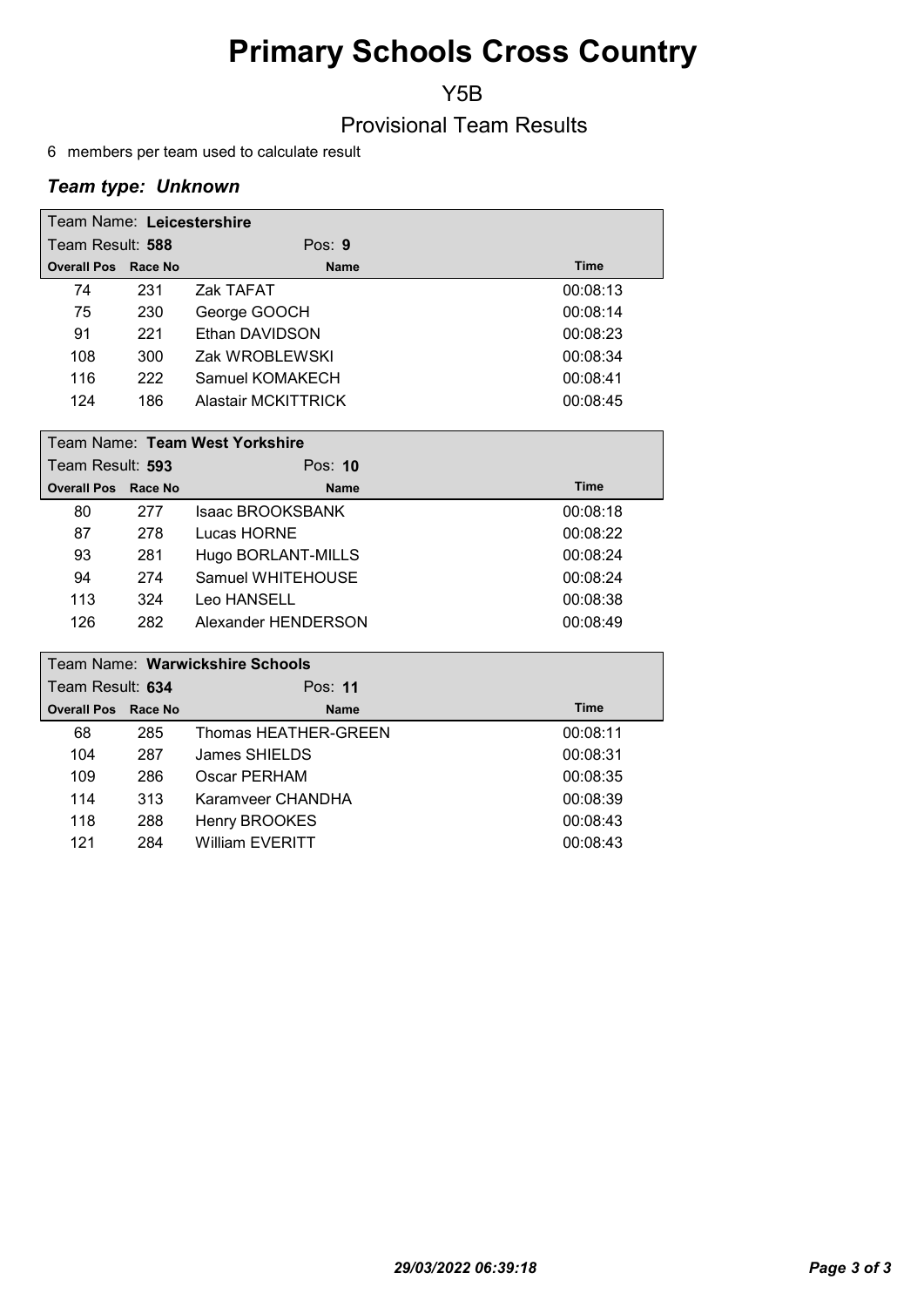# Primary Schools Cross Country

Y5B

Provisional Team Results

6 members per team used to calculate result

### *Team type: Unknown*

| Team Name: **Leicestershire** | | | |
|---|---|---|---|
| Team Result: **588** | | Pos: **9** | |
| **Overall Pos** | **Race No** | **Name** | **Time** |
| 74 | 231 | Zak TAFAT | 00:08:13 |
| 75 | 230 | George GOOCH | 00:08:14 |
| 91 | 221 | Ethan DAVIDSON | 00:08:23 |
| 108 | 300 | Zak WROBLEWSKI | 00:08:34 |
| 116 | 222 | Samuel KOMAKECH | 00:08:41 |
| 124 | 186 | Alastair MCKITTRICK | 00:08:45 |

| Team Name: **Team West Yorkshire** | | | |
|---|---|---|---|
| Team Result: **593** | | Pos: **10** | |
| **Overall Pos** | **Race No** | **Name** | **Time** |
| 80 | 277 | Isaac BROOKSBANK | 00:08:18 |
| 87 | 278 | Lucas HORNE | 00:08:22 |
| 93 | 281 | Hugo BORLANT-MILLS | 00:08:24 |
| 94 | 274 | Samuel WHITEHOUSE | 00:08:24 |
| 113 | 324 | Leo HANSELL | 00:08:38 |
| 126 | 282 | Alexander HENDERSON | 00:08:49 |

| Team Name: **Warwickshire Schools** | | | |
|---|---|---|---|
| Team Result: **634** | | Pos: **11** | |
| **Overall Pos** | **Race No** | **Name** | **Time** |
| 68 | 285 | Thomas HEATHER-GREEN | 00:08:11 |
| 104 | 287 | James SHIELDS | 00:08:31 |
| 109 | 286 | Oscar PERHAM | 00:08:35 |
| 114 | 313 | Karamveer CHANDHA | 00:08:39 |
| 118 | 288 | Henry BROOKES | 00:08:43 |
| 121 | 284 | William EVERITT | 00:08:43 |

*29/03/2022 06:39:18*